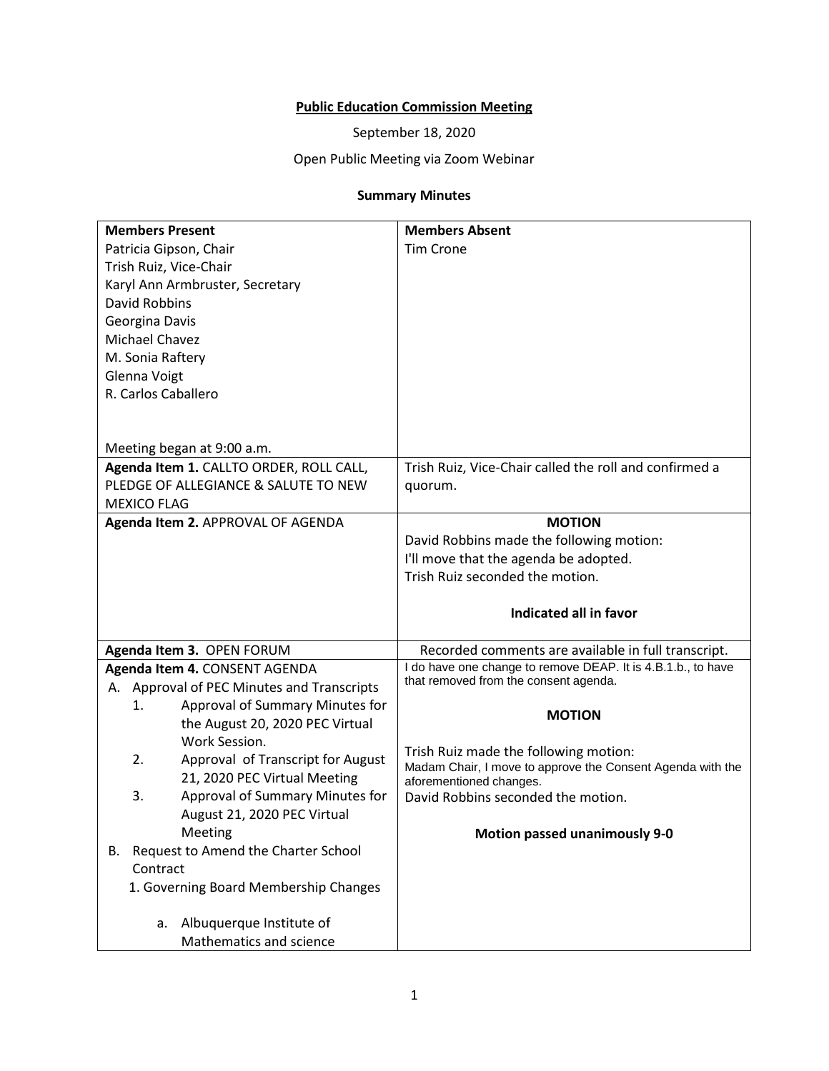**Public Education Commission Meeting**

September 18, 2020

Open Public Meeting via Zoom Webinar

**Summary Minutes**

| **Members Present** | **Members Absent** |
|---|---|
| Patricia Gipson, Chair<br>Trish Ruiz, Vice-Chair<br>Karyl Ann Armbruster, Secretary<br>David Robbins<br>Georgina Davis<br>Michael Chavez<br>M. Sonia Raftery<br>Glenna Voigt<br>R. Carlos Caballero<br><br>Meeting began at 9:00 a.m. | Tim Crone |
| **Agenda Item 1.** CALLTO ORDER, ROLL CALL, PLEDGE OF ALLEGIANCE & SALUTE TO NEW MEXICO FLAG | Trish Ruiz, Vice-Chair called the roll and confirmed a quorum. |
| **Agenda Item 2.** APPROVAL OF AGENDA | **MOTION**<br>David Robbins made the following motion:<br>I'll move that the agenda be adopted.<br>Trish Ruiz seconded the motion.<br><br>**Indicated all in favor** |
| **Agenda Item 3.** OPEN FORUM | Recorded comments are available in full transcript. |
| **Agenda Item 4.** CONSENT AGENDA<br>A. Approval of PEC Minutes and Transcripts<br>1. Approval of Summary Minutes for the August 20, 2020 PEC Virtual Work Session.<br>2. Approval of Transcript for August 21, 2020 PEC Virtual Meeting<br>3. Approval of Summary Minutes for August 21, 2020 PEC Virtual Meeting<br>B. Request to Amend the Charter School Contract<br>1. Governing Board Membership Changes<br>a. Albuquerque Institute of Mathematics and science | I do have one change to remove DEAP. It is 4.B.1.b., to have that removed from the consent agenda.<br><br>**MOTION**<br><br>Trish Ruiz made the following motion:<br>Madam Chair, I move to approve the Consent Agenda with the aforementioned changes.<br>David Robbins seconded the motion.<br><br>**Motion passed unanimously 9-0** |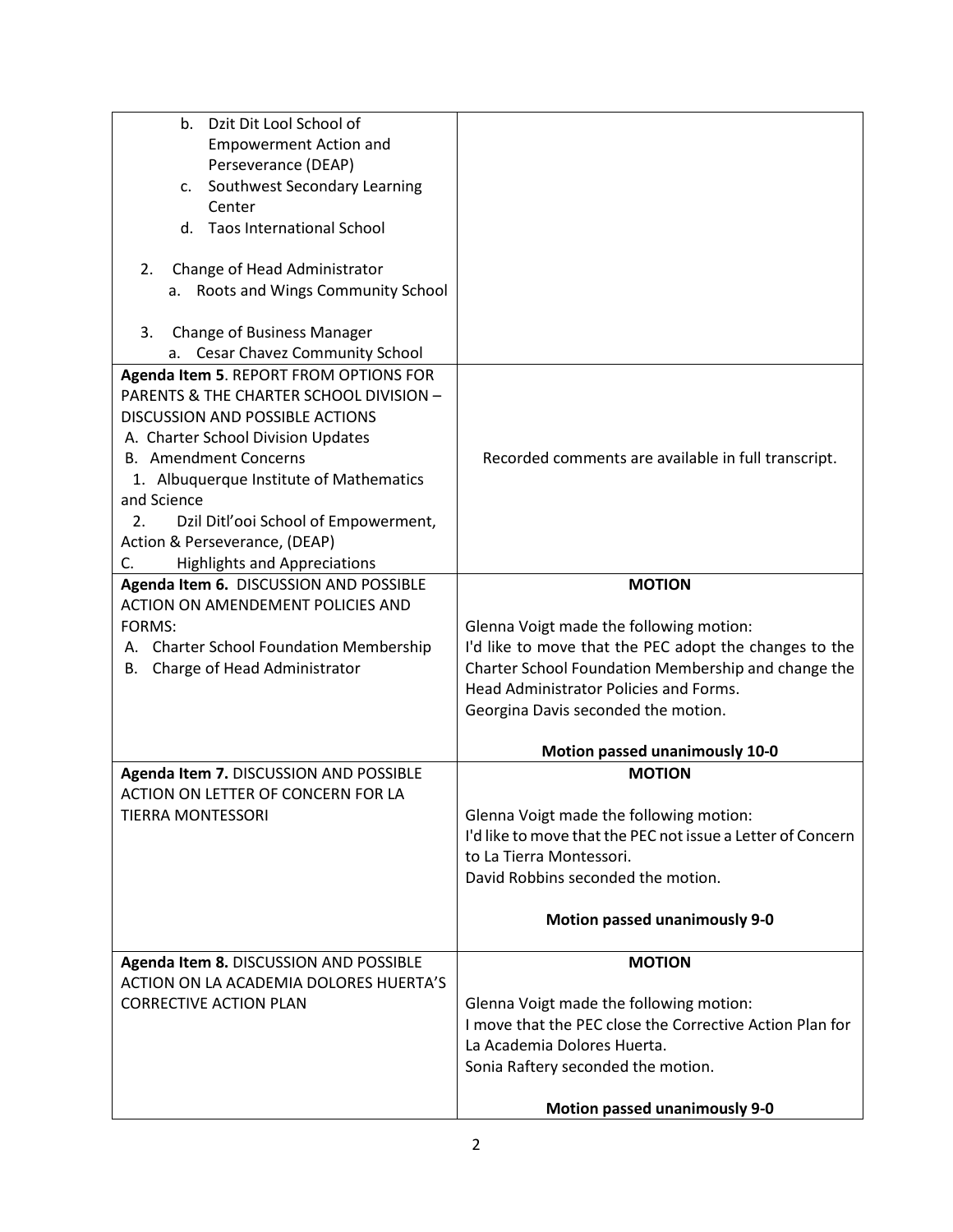| | |
|---|---|
| b. Dzit Dit Lool School of Empowerment Action and Perseverance (DEAP)<br>c. Southwest Secondary Learning Center<br>d. Taos International School<br><br>2. Change of Head Administrator<br>a. Roots and Wings Community School<br><br>3. Change of Business Manager<br>a. Cesar Chavez Community School | |
| **Agenda Item 5**. REPORT FROM OPTIONS FOR PARENTS & THE CHARTER SCHOOL DIVISION – DISCUSSION AND POSSIBLE ACTIONS<br>A. Charter School Division Updates<br>B. Amendment Concerns<br>1. Albuquerque Institute of Mathematics and Science<br>2. Dzil Ditl'ooi School of Empowerment, Action & Perseverance, (DEAP)<br>C. Highlights and Appreciations | Recorded comments are available in full transcript. |
| **Agenda Item 6.** DISCUSSION AND POSSIBLE ACTION ON AMENDEMENT POLICIES AND FORMS:<br>A. Charter School Foundation Membership<br>B. Charge of Head Administrator | **MOTION**<br><br>Glenna Voigt made the following motion:<br>I'd like to move that the PEC adopt the changes to the Charter School Foundation Membership and change the Head Administrator Policies and Forms.<br>Georgina Davis seconded the motion.<br><br>**Motion passed unanimously 10-0** |
| **Agenda Item 7.** DISCUSSION AND POSSIBLE ACTION ON LETTER OF CONCERN FOR LA TIERRA MONTESSORI | **MOTION**<br><br>Glenna Voigt made the following motion:<br>I'd like to move that the PEC not issue a Letter of Concern to La Tierra Montessori.<br>David Robbins seconded the motion.<br><br>**Motion passed unanimously 9-0** |
| **Agenda Item 8.** DISCUSSION AND POSSIBLE ACTION ON LA ACADEMIA DOLORES HUERTA'S CORRECTIVE ACTION PLAN | **MOTION**<br><br>Glenna Voigt made the following motion:<br>I move that the PEC close the Corrective Action Plan for La Academia Dolores Huerta.<br>Sonia Raftery seconded the motion.<br><br>**Motion passed unanimously 9-0** |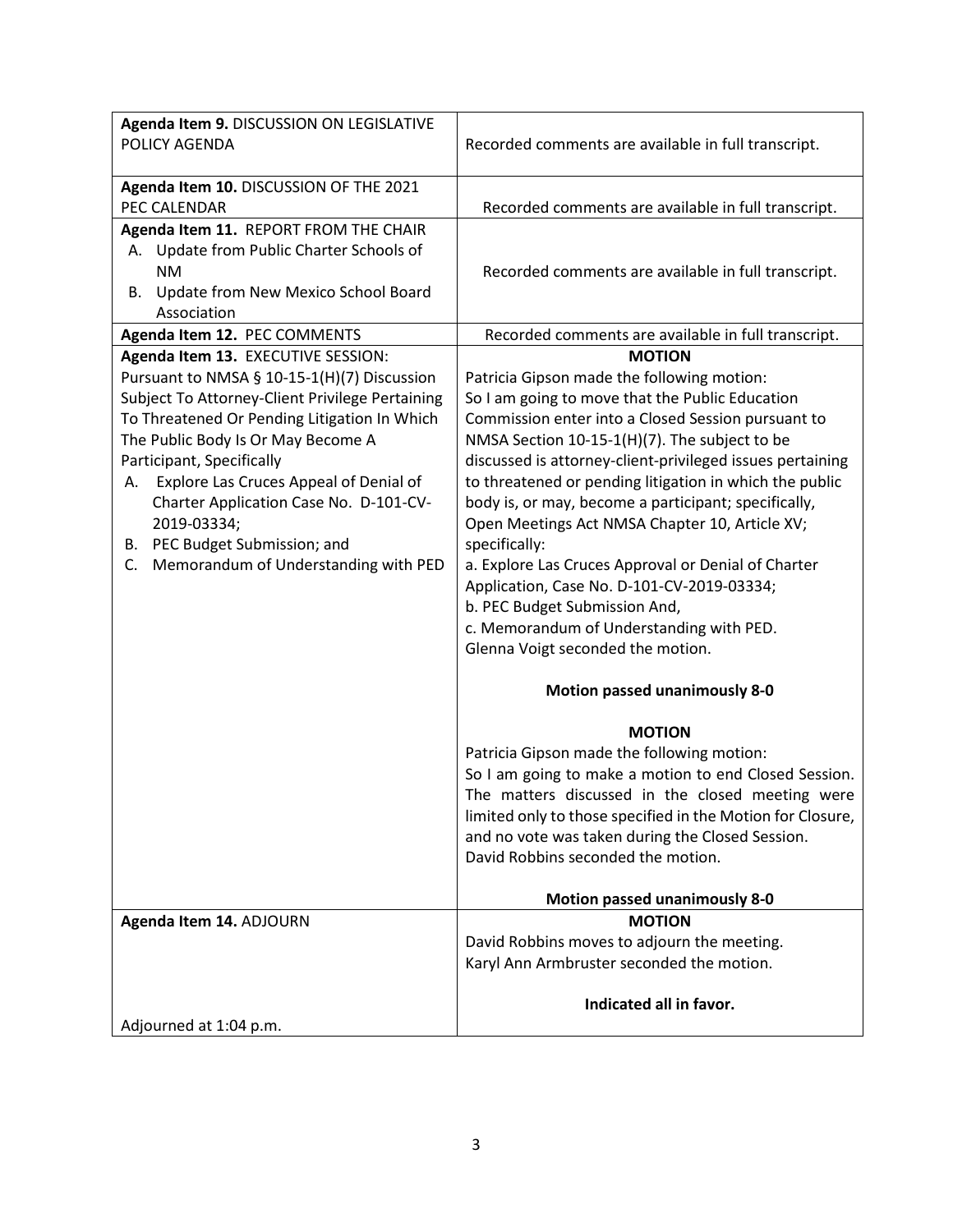| | |
|---|---|
| **Agenda Item 9.** DISCUSSION ON LEGISLATIVE POLICY AGENDA | Recorded comments are available in full transcript. |
| **Agenda Item 10.** DISCUSSION OF THE 2021 PEC CALENDAR | Recorded comments are available in full transcript. |
| **Agenda Item 11.** REPORT FROM THE CHAIR<br>A. Update from Public Charter Schools of NM<br>B. Update from New Mexico School Board Association | Recorded comments are available in full transcript. |
| **Agenda Item 12.** PEC COMMENTS | Recorded comments are available in full transcript. |
| **Agenda Item 13.** EXECUTIVE SESSION: Pursuant to NMSA § 10-15-1(H)(7) Discussion Subject To Attorney-Client Privilege Pertaining To Threatened Or Pending Litigation In Which The Public Body Is Or May Become A Participant, Specifically<br>A. Explore Las Cruces Appeal of Denial of Charter Application Case No. D-101-CV-2019-03334;<br>B. PEC Budget Submission; and<br>C. Memorandum of Understanding with PED | **MOTION**<br>Patricia Gipson made the following motion:<br>So I am going to move that the Public Education Commission enter into a Closed Session pursuant to NMSA Section 10-15-1(H)(7). The subject to be discussed is attorney-client-privileged issues pertaining to threatened or pending litigation in which the public body is, or may, become a participant; specifically, Open Meetings Act NMSA Chapter 10, Article XV; specifically:<br>a. Explore Las Cruces Approval or Denial of Charter Application, Case No. D-101-CV-2019-03334;<br>b. PEC Budget Submission And,<br>c. Memorandum of Understanding with PED.<br>Glenna Voigt seconded the motion.<br><br>**Motion passed unanimously 8-0**<br><br>**MOTION**<br>Patricia Gipson made the following motion:<br>So I am going to make a motion to end Closed Session. The matters discussed in the closed meeting were limited only to those specified in the Motion for Closure, and no vote was taken during the Closed Session.<br>David Robbins seconded the motion.<br><br>**Motion passed unanimously 8-0** |
| **Agenda Item 14.** ADJOURN<br><br><br><br>Adjourned at 1:04 p.m. | **MOTION**<br>David Robbins moves to adjourn the meeting.<br>Karyl Ann Armbruster seconded the motion.<br><br>**Indicated all in favor.** |